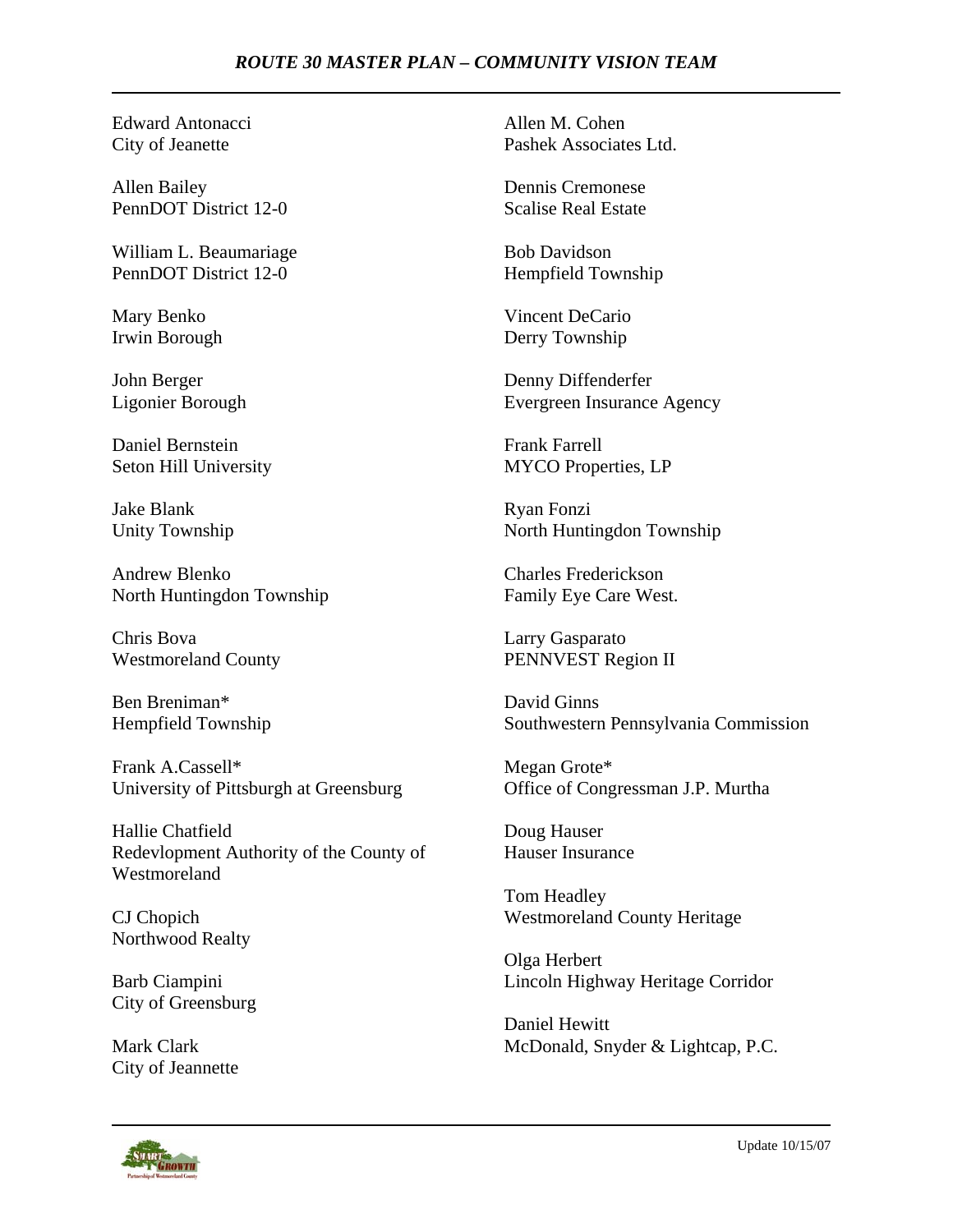## *ROUTE 30 MASTER PLAN – COMMUNITY VISION TEAM*

Edward Antonacci
City of Jeanette

Allen Bailey
PennDOT District 12-0

William L. Beaumariage
PennDOT District 12-0

Mary Benko
Irwin Borough

John Berger
Ligonier Borough

Daniel Bernstein
Seton Hill University

Jake Blank
Unity Township

Andrew Blenko
North Huntingdon Township

Chris Bova
Westmoreland County

Ben Breniman*
Hempfield Township

Frank A.Cassell*
University of Pittsburgh at Greensburg

Hallie Chatfield
Redevlopment Authority of the County of Westmoreland

CJ Chopich
Northwood Realty

Barb Ciampini
City of Greensburg

Mark Clark
City of Jeannette

Allen M. Cohen
Pashek Associates Ltd.

Dennis Cremonese
Scalise Real Estate

Bob Davidson
Hempfield Township

Vincent DeCario
Derry Township

Denny Diffenderfer
Evergreen Insurance Agency

Frank Farrell
MYCO Properties, LP

Ryan Fonzi
North Huntingdon Township

Charles Frederickson
Family Eye Care West.

Larry Gasparato
PENNVEST Region II

David Ginns
Southwestern Pennsylvania Commission

Megan Grote*
Office of Congressman J.P. Murtha

Doug Hauser
Hauser Insurance

Tom Headley
Westmoreland County Heritage

Olga Herbert
Lincoln Highway Heritage Corridor

Daniel Hewitt
McDonald, Snyder & Lightcap, P.C.

Update 10/15/07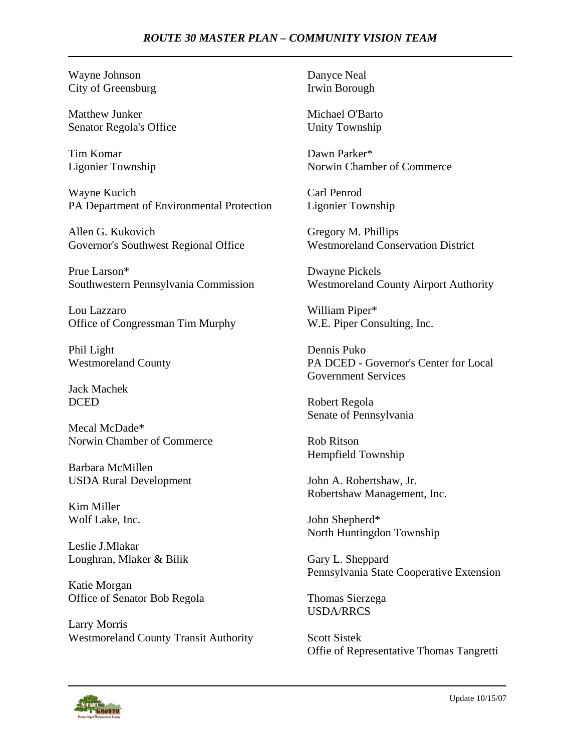Wayne Johnson
City of Greensburg

Matthew Junker
Senator Regola's Office

Tim Komar
Ligonier Township

Wayne Kucich
PA Department of Environmental Protection

Allen G. Kukovich
Governor's Southwest Regional Office

Prue Larson*
Southwestern Pennsylvania Commission

Lou Lazzaro
Office of Congressman Tim Murphy

Phil Light
Westmoreland County

Jack Machek
DCED

Mecal McDade*
Norwin Chamber of Commerce

Barbara McMillen
USDA Rural Development

Kim Miller
Wolf Lake, Inc.

Leslie J.Mlakar
Loughran, Mlaker & Bilik

Katie Morgan
Office of Senator Bob Regola

Larry Morris
Westmoreland County Transit Authority

Danyce Neal
Irwin Borough

Michael O'Barto
Unity Township

Dawn Parker*
Norwin Chamber of Commerce

Carl Penrod
Ligonier Township

Gregory M. Phillips
Westmoreland Conservation District

Dwayne Pickels
Westmoreland County Airport Authority

William Piper*
W.E. Piper Consulting, Inc.

Dennis Puko
PA DCED - Governor's Center for Local Government Services

Robert Regola
Senate of Pennsylvania

Rob Ritson
Hempfield Township

John A. Robertshaw, Jr.
Robertshaw Management, Inc.

John Shepherd*
North Huntingdon Township

Gary L. Sheppard
Pennsylvania State Cooperative Extension

Thomas Sierzega
USDA/RRCS

Scott Sistek
Offie of Representative Thomas Tangretti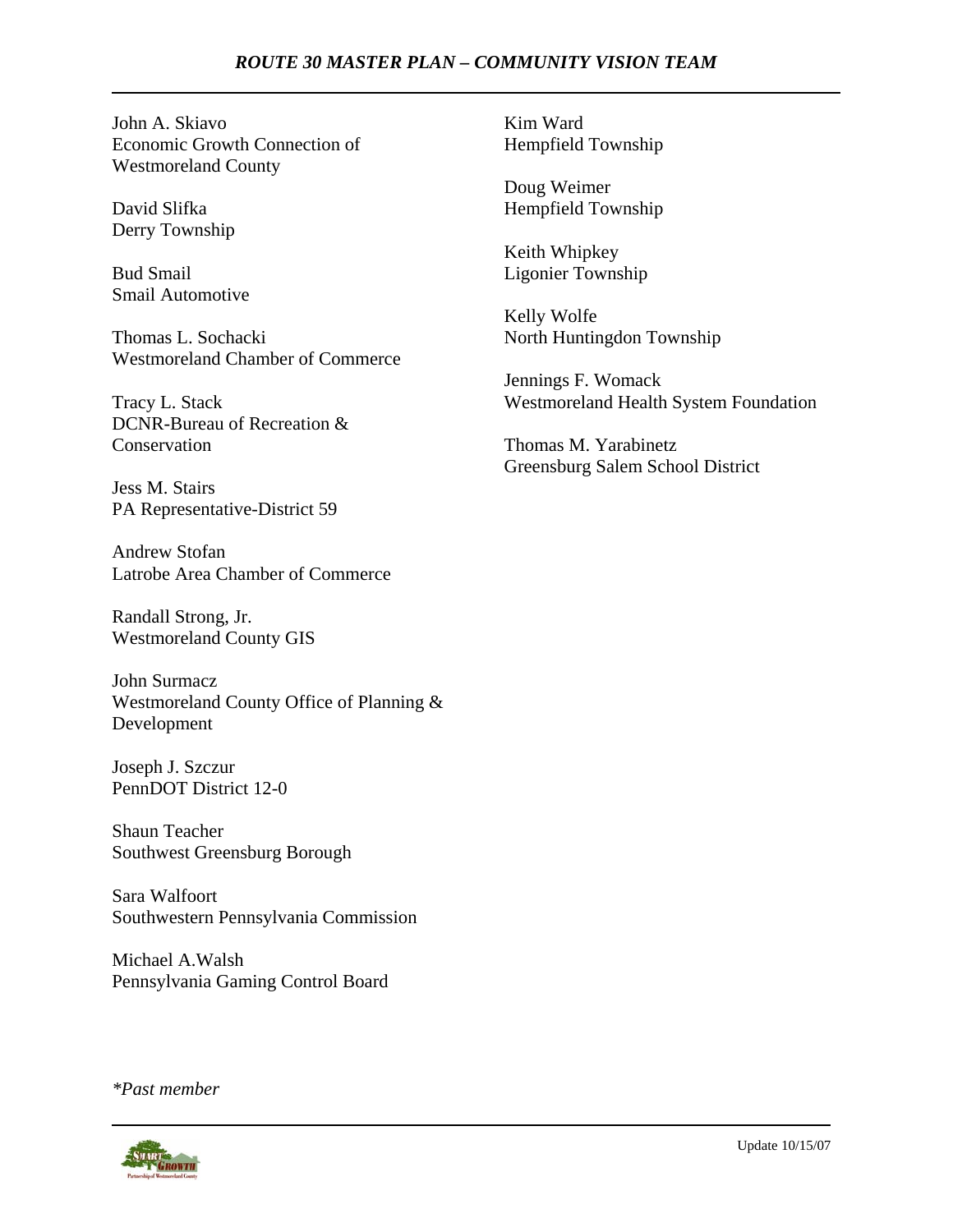John A. Skiavo
Economic Growth Connection of Westmoreland County

David Slifka
Derry Township

Bud Smail
Smail Automotive

Thomas L. Sochacki
Westmoreland Chamber of Commerce

Tracy L. Stack
DCNR-Bureau of Recreation & Conservation

Jess M. Stairs
PA Representative-District 59

Andrew Stofan
Latrobe Area Chamber of Commerce

Randall Strong, Jr.
Westmoreland County GIS

John Surmacz
Westmoreland County Office of Planning & Development

Joseph J. Szczur
PennDOT District 12-0

Shaun Teacher
Southwest Greensburg Borough

Sara Walfoort
Southwestern Pennsylvania Commission

Michael A.Walsh
Pennsylvania Gaming Control Board

Kim Ward
Hempfield Township

Doug Weimer
Hempfield Township

Keith Whipkey
Ligonier Township

Kelly Wolfe
North Huntingdon Township

Jennings F. Womack
Westmoreland Health System Foundation

Thomas M. Yarabinetz
Greensburg Salem School District

*\*Past member*

Update 10/15/07